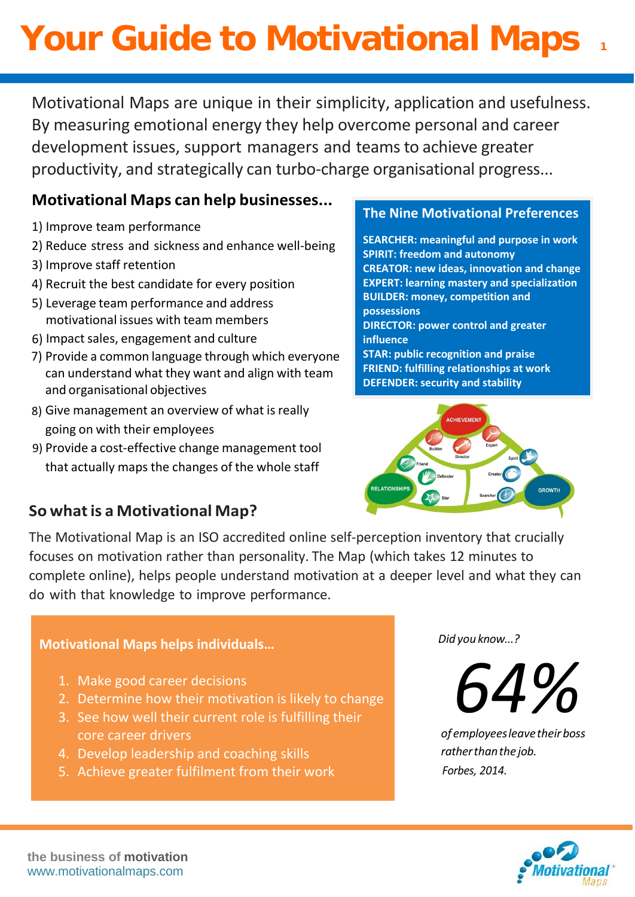# Your Guide to Motivational Maps

Motivational Maps are unique in their simplicity, application and usefulness. By measuring emotional energy they help overcome personal and career development issues, support managers and teams to achieve greater productivity, and strategically can turbo-charge organisational progress...

## Motivational Maps can help businesses...

1) Improve team performance
2) Reduce stress and sickness and enhance well-being
3) Improve staff retention
4) Recruit the best candidate for every position
5) Leverage team performance and address motivational issues with team members
6) Impact sales, engagement and culture
7) Provide a common language through which everyone can understand what they want and align with team and organisational objectives
8) Give management an overview of what is really going on with their employees
9) Provide a cost-effective change management tool that actually maps the changes of the whole staff

## The Nine Motivational Preferences

**SEARCHER: meaningful and purpose in work**
**SPIRIT: freedom and autonomy**
**CREATOR: new ideas, innovation and change**
**EXPERT: learning mastery and specialization**
**BUILDER: money, competition and possessions**
**DIRECTOR: power control and greater influence**
**STAR: public recognition and praise**
**FRIEND: fulfilling relationships at work**
**DEFENDER: security and stability**

## So what is a Motivational Map?

The Motivational Map is an ISO accredited online self-perception inventory that crucially focuses on motivation rather than personality. The Map (which takes 12 minutes to complete online), helps people understand motivation at a deeper level and what they can do with that knowledge to improve performance.

### Motivational Maps helps individuals...

1. Make good career decisions
2. Determine how their motivation is likely to change
3. See how well their current role is fulfilling their core career drivers
4. Develop leadership and coaching skills
5. Achieve greater fulfilment from their work

*Did you know...?*

*64%*

*of employees leave their boss rather than the job.*
*Forbes, 2014.*

the business of **motivation**
www.motivationalmaps.com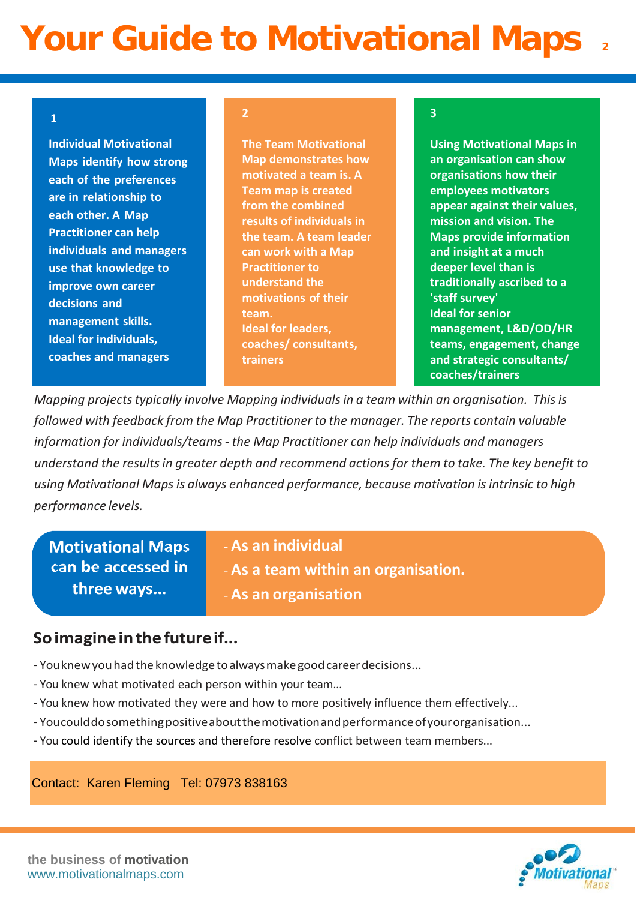# Your Guide to Motivational Maps

**1**

**Individual Motivational Maps identify how strong each of the preferences are in relationship to each other. A Map Practitioner can help individuals and managers use that knowledge to improve own career decisions and management skills. Ideal for individuals, coaches and managers**

**2**

**The Team Motivational Map demonstrates how motivated a team is. A Team map is created from the combined results of individuals in the team. A team leader can work with a Map Practitioner to understand the motivations of their team. Ideal for leaders, coaches/ consultants, trainers**

**3**

**Using Motivational Maps in an organisation can show organisations how their employees motivators appear against their values, mission and vision. The Maps provide information and insight at a much deeper level than is traditionally ascribed to a 'staff survey' Ideal for senior management, L&D/OD/HR teams, engagement, change and strategic consultants/ coaches/trainers**

*Mapping projects typically involve Mapping individuals in a team within an organisation. This is followed with feedback from the Map Practitioner to the manager. The reports contain valuable information for individuals/teams - the Map Practitioner can help individuals and managers understand the results in greater depth and recommend actions for them to take. The key benefit to using Motivational Maps is always enhanced performance, because motivation is intrinsic to high performance levels.*

**Motivational Maps can be accessed in three ways...**

- **As an individual**
- **As a team within an organisation.**
- **As an organisation**

## So imagine in the future if...

- You knew you had the knowledge to always make good career decisions...
- You knew what motivated each person within your team...
- You knew how motivated they were and how to more positively influence them effectively...
- You could do something positive about the motivation and performance of your organisation...
- You could identify the sources and therefore resolve conflict between team members...

Contact: Karen Fleming Tel: 07973 838163

the business of **motivation**
www.motivationalmaps.com

Motivational Maps